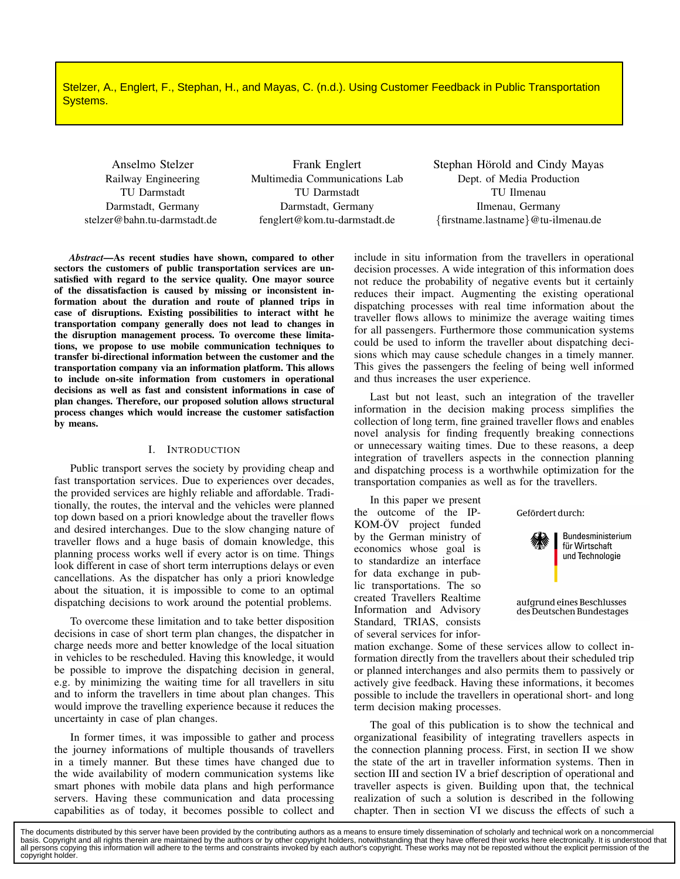Stelzer, A., Englert, F., Stephan, H., and Mayas, C. (n.d.). Using Customer Feedback in Public Transportation Systems.

Anselmo Stelzer
Railway Engineering
TU Darmstadt
Darmstadt, Germany
stelzer@bahn.tu-darmstadt.de

Frank Englert
Multimedia Communications Lab
TU Darmstadt
Darmstadt, Germany
fenglert@kom.tu-darmstadt.de

Stephan Hörold and Cindy Mayas
Dept. of Media Production
TU Ilmenau
Ilmenau, Germany
{firstname.lastname}@tu-ilmenau.de

***Abstract*—As recent studies have shown, compared to other sectors the customers of public transportation services are unsatisfied with regard to the service quality. One mayor source of the dissatisfaction is caused by missing or inconsistent information about the duration and route of planned trips in case of disruptions. Existing possibilities to interact witht he transportation company generally does not lead to changes in the disruption management process. To overcome these limitations, we propose to use mobile communication techniques to transfer bi-directional information between the customer and the transportation company via an information platform. This allows to include on-site information from customers in operational decisions as well as fast and consistent informations in case of plan changes. Therefore, our proposed solution allows structural process changes which would increase the customer satisfaction by means.**

## I. Introduction

Public transport serves the society by providing cheap and fast transportation services. Due to experiences over decades, the provided services are highly reliable and affordable. Traditionally, the routes, the interval and the vehicles were planned top down based on a priori knowledge about the traveller flows and desired interchanges. Due to the slow changing nature of traveller flows and a huge basis of domain knowledge, this planning process works well if every actor is on time. Things look different in case of short term interruptions delays or even cancellations. As the dispatcher has only a priori knowledge about the situation, it is impossible to come to an optimal dispatching decisions to work around the potential problems.

To overcome these limitation and to take better disposition decisions in case of short term plan changes, the dispatcher in charge needs more and better knowledge of the local situation in vehicles to be rescheduled. Having this knowledge, it would be possible to improve the dispatching decision in general, e.g. by minimizing the waiting time for all travellers in situ and to inform the travellers in time about plan changes. This would improve the travelling experience because it reduces the uncertainty in case of plan changes.

In former times, it was impossible to gather and process the journey informations of multiple thousands of travellers in a timely manner. But these times have changed due to the wide availability of modern communication systems like smart phones with mobile data plans and high performance servers. Having these communication and data processing capabilities as of today, it becomes possible to collect and include in situ information from the travellers in operational decision processes. A wide integration of this information does not reduce the probability of negative events but it certainly reduces their impact. Augmenting the existing operational dispatching processes with real time information about the traveller flows allows to minimize the average waiting times for all passengers. Furthermore those communication systems could be used to inform the traveller about dispatching decisions which may cause schedule changes in a timely manner. This gives the passengers the feeling of being well informed and thus increases the user experience.

Last but not least, such an integration of the traveller information in the decision making process simplifies the collection of long term, fine grained traveller flows and enables novel analysis for finding frequently breaking connections or unnecessary waiting times. Due to these reasons, a deep integration of travellers aspects in the connection planning and dispatching process is a worthwhile optimization for the transportation companies as well as for the travellers.

In this paper we present the outcome of the IP-KOM-ÖV project funded by the German ministry of economics whose goal is to standardize an interface for data exchange in public transportations. The so created Travellers Realtime Information and Advisory Standard, TRIAS, consists of several services for information exchange. Some of these services allow to collect information directly from the travellers about their scheduled trip or planned interchanges and also permits them to passively or actively give feedback. Having these informations, it becomes possible to include the travellers in operational short- and long term decision making processes.

Gefördert durch:
Bundesministerium für Wirtschaft und Technologie
aufgrund eines Beschlusses des Deutschen Bundestages

The goal of this publication is to show the technical and organizational feasibility of integrating travellers aspects in the connection planning process. First, in section II we show the state of the art in traveller information systems. Then in section III and section IV a brief description of operational and traveller aspects is given. Building upon that, the technical realization of such a solution is described in the following chapter. Then in section VI we discuss the effects of such a

The documents distributed by this server have been provided by the contributing authors as a means to ensure timely dissemination of scholarly and technical work on a noncommercial basis. Copyright and all rights therein are maintained by the authors or by other copyright holders, notwithstanding that they have offered their works here electronically. It is understood that all persons copying this information will adhere to the terms and constraints invoked by each author's copyright. These works may not be reposted without the explicit permission of the copyright holder.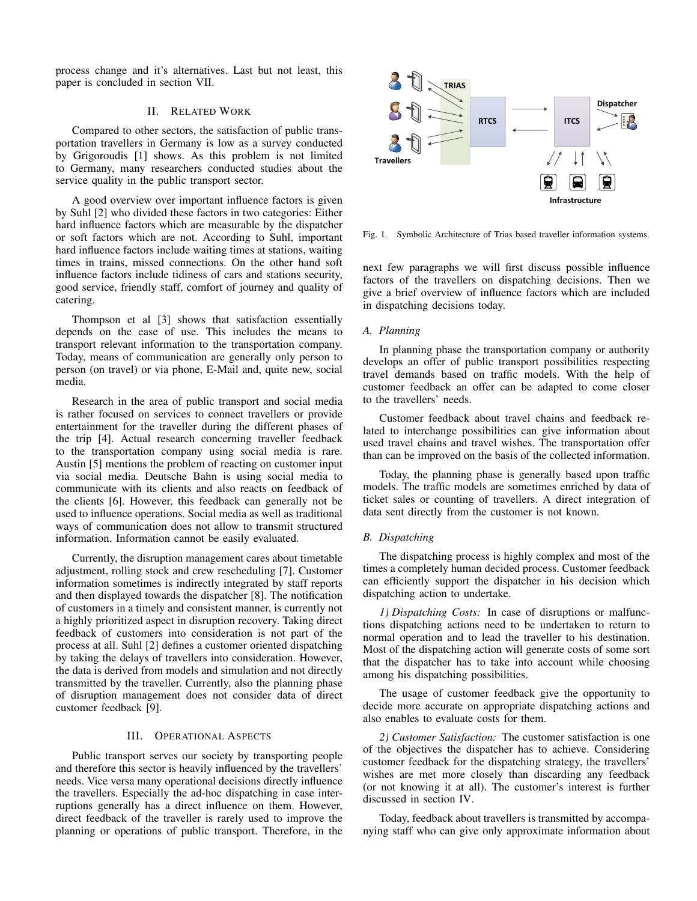process change and it's alternatives. Last but not least, this paper is concluded in section VII.

## II. Related Work

Compared to other sectors, the satisfaction of public transportation travellers in Germany is low as a survey conducted by Grigoroudis [1] shows. As this problem is not limited to Germany, many researchers conducted studies about the service quality in the public transport sector.

A good overview over important influence factors is given by Suhl [2] who divided these factors in two categories: Either hard influence factors which are measurable by the dispatcher or soft factors which are not. According to Suhl, important hard influence factors include waiting times at stations, waiting times in trains, missed connections. On the other hand soft influence factors include tidiness of cars and stations security, good service, friendly staff, comfort of journey and quality of catering.

Thompson et al [3] shows that satisfaction essentially depends on the ease of use. This includes the means to transport relevant information to the transportation company. Today, means of communication are generally only person to person (on travel) or via phone, E-Mail and, quite new, social media.

Research in the area of public transport and social media is rather focused on services to connect travellers or provide entertainment for the traveller during the different phases of the trip [4]. Actual research concerning traveller feedback to the transportation company using social media is rare. Austin [5] mentions the problem of reacting on customer input via social media. Deutsche Bahn is using social media to communicate with its clients and also reacts on feedback of the clients [6]. However, this feedback can generally not be used to influence operations. Social media as well as traditional ways of communication does not allow to transmit structured information. Information cannot be easily evaluated.

Currently, the disruption management cares about timetable adjustment, rolling stock and crew rescheduling [7]. Customer information sometimes is indirectly integrated by staff reports and then displayed towards the dispatcher [8]. The notification of customers in a timely and consistent manner, is currently not a highly prioritized aspect in disruption recovery. Taking direct feedback of customers into consideration is not part of the process at all. Suhl [2] defines a customer oriented dispatching by taking the delays of travellers into consideration. However, the data is derived from models and simulation and not directly transmitted by the traveller. Currently, also the planning phase of disruption management does not consider data of direct customer feedback [9].

## III. Operational Aspects

Public transport serves our society by transporting people and therefore this sector is heavily influenced by the travellers' needs. Vice versa many operational decisions directly influence the travellers. Especially the ad-hoc dispatching in case interruptions generally has a direct influence on them. However, direct feedback of the traveller is rarely used to improve the planning or operations of public transport. Therefore, in the next few paragraphs we will first discuss possible influence factors of the travellers on dispatching decisions. Then we give a brief overview of influence factors which are included in dispatching decisions today.

TRIAS
Travellers
RTCS
ITCS
Dispatcher
Infrastructure

Fig. 1. Symbolic Architecture of Trias based traveller information systems.

### A. Planning

In planning phase the transportation company or authority develops an offer of public transport possibilities respecting travel demands based on traffic models. With the help of customer feedback an offer can be adapted to come closer to the travellers' needs.

Customer feedback about travel chains and feedback related to interchange possibilities can give information about used travel chains and travel wishes. The transportation offer than can be improved on the basis of the collected information.

Today, the planning phase is generally based upon traffic models. The traffic models are sometimes enriched by data of ticket sales or counting of travellers. A direct integration of data sent directly from the customer is not known.

### B. Dispatching

The dispatching process is highly complex and most of the times a completely human decided process. Customer feedback can efficiently support the dispatcher in his decision which dispatching action to undertake.

*1) Dispatching Costs:* In case of disruptions or malfunctions dispatching actions need to be undertaken to return to normal operation and to lead the traveller to his destination. Most of the dispatching action will generate costs of some sort that the dispatcher has to take into account while choosing among his dispatching possibilities.

The usage of customer feedback give the opportunity to decide more accurate on appropriate dispatching actions and also enables to evaluate costs for them.

*2) Customer Satisfaction:* The customer satisfaction is one of the objectives the dispatcher has to achieve. Considering customer feedback for the dispatching strategy, the travellers' wishes are met more closely than discarding any feedback (or not knowing it at all). The customer's interest is further discussed in section IV.

Today, feedback about travellers is transmitted by accompanying staff who can give only approximate information about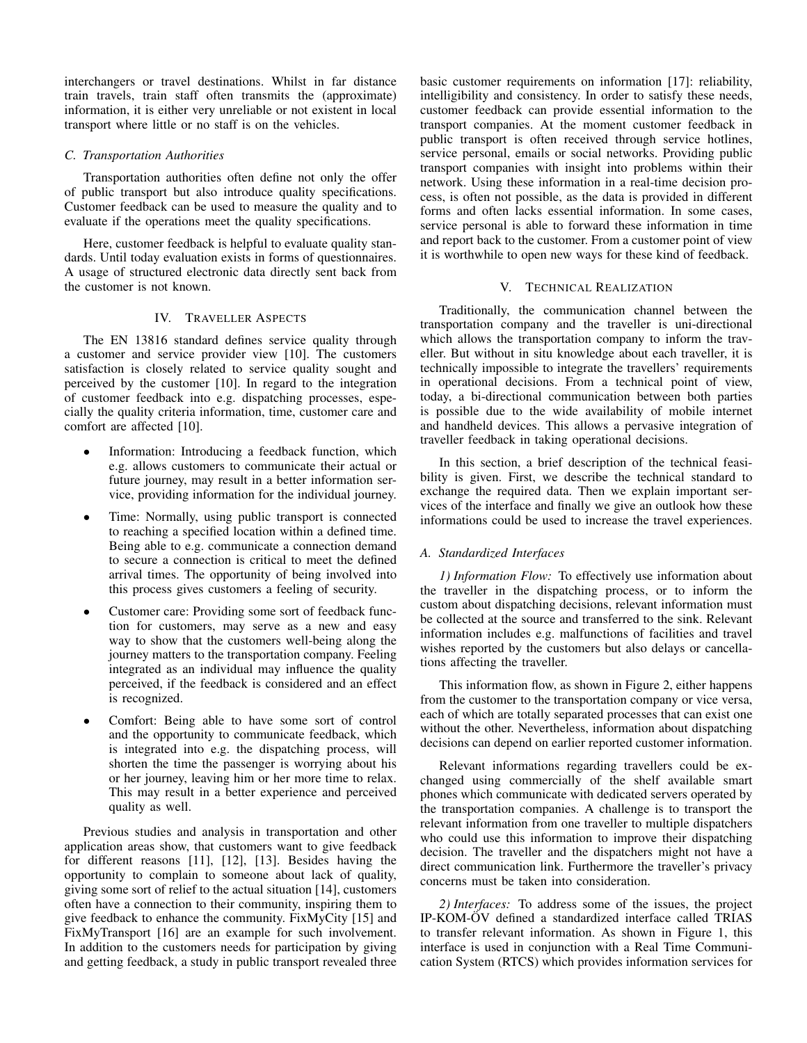interchangers or travel destinations. Whilst in far distance train travels, train staff often transmits the (approximate) information, it is either very unreliable or not existent in local transport where little or no staff is on the vehicles.

### C. Transportation Authorities

Transportation authorities often define not only the offer of public transport but also introduce quality specifications. Customer feedback can be used to measure the quality and to evaluate if the operations meet the quality specifications.

Here, customer feedback is helpful to evaluate quality standards. Until today evaluation exists in forms of questionnaires. A usage of structured electronic data directly sent back from the customer is not known.

## IV. Traveller Aspects

The EN 13816 standard defines service quality through a customer and service provider view [10]. The customers satisfaction is closely related to service quality sought and perceived by the customer [10]. In regard to the integration of customer feedback into e.g. dispatching processes, especially the quality criteria information, time, customer care and comfort are affected [10].

- Information: Introducing a feedback function, which e.g. allows customers to communicate their actual or future journey, may result in a better information service, providing information for the individual journey.
- Time: Normally, using public transport is connected to reaching a specified location within a defined time. Being able to e.g. communicate a connection demand to secure a connection is critical to meet the defined arrival times. The opportunity of being involved into this process gives customers a feeling of security.
- Customer care: Providing some sort of feedback function for customers, may serve as a new and easy way to show that the customers well-being along the journey matters to the transportation company. Feeling integrated as an individual may influence the quality perceived, if the feedback is considered and an effect is recognized.
- Comfort: Being able to have some sort of control and the opportunity to communicate feedback, which is integrated into e.g. the dispatching process, will shorten the time the passenger is worrying about his or her journey, leaving him or her more time to relax. This may result in a better experience and perceived quality as well.

Previous studies and analysis in transportation and other application areas show, that customers want to give feedback for different reasons [11], [12], [13]. Besides having the opportunity to complain to someone about lack of quality, giving some sort of relief to the actual situation [14], customers often have a connection to their community, inspiring them to give feedback to enhance the community. FixMyCity [15] and FixMyTransport [16] are an example for such involvement. In addition to the customers needs for participation by giving and getting feedback, a study in public transport revealed three basic customer requirements on information [17]: reliability, intelligibility and consistency. In order to satisfy these needs, customer feedback can provide essential information to the transport companies. At the moment customer feedback in public transport is often received through service hotlines, service personal, emails or social networks. Providing public transport companies with insight into problems within their network. Using these information in a real-time decision process, is often not possible, as the data is provided in different forms and often lacks essential information. In some cases, service personal is able to forward these information in time and report back to the customer. From a customer point of view it is worthwhile to open new ways for these kind of feedback.

## V. Technical Realization

Traditionally, the communication channel between the transportation company and the traveller is uni-directional which allows the transportation company to inform the traveller. But without in situ knowledge about each traveller, it is technically impossible to integrate the travellers' requirements in operational decisions. From a technical point of view, today, a bi-directional communication between both parties is possible due to the wide availability of mobile internet and handheld devices. This allows a pervasive integration of traveller feedback in taking operational decisions.

In this section, a brief description of the technical feasibility is given. First, we describe the technical standard to exchange the required data. Then we explain important services of the interface and finally we give an outlook how these informations could be used to increase the travel experiences.

### A. Standardized Interfaces

*1) Information Flow:* To effectively use information about the traveller in the dispatching process, or to inform the custom about dispatching decisions, relevant information must be collected at the source and transferred to the sink. Relevant information includes e.g. malfunctions of facilities and travel wishes reported by the customers but also delays or cancellations affecting the traveller.

This information flow, as shown in Figure 2, either happens from the customer to the transportation company or vice versa, each of which are totally separated processes that can exist one without the other. Nevertheless, information about dispatching decisions can depend on earlier reported customer information.

Relevant informations regarding travellers could be exchanged using commercially of the shelf available smart phones which communicate with dedicated servers operated by the transportation companies. A challenge is to transport the relevant information from one traveller to multiple dispatchers who could use this information to improve their dispatching decision. The traveller and the dispatchers might not have a direct communication link. Furthermore the traveller's privacy concerns must be taken into consideration.

*2) Interfaces:* To address some of the issues, the project IP-KOM-ÖV defined a standardized interface called TRIAS to transfer relevant information. As shown in Figure 1, this interface is used in conjunction with a Real Time Communication System (RTCS) which provides information services for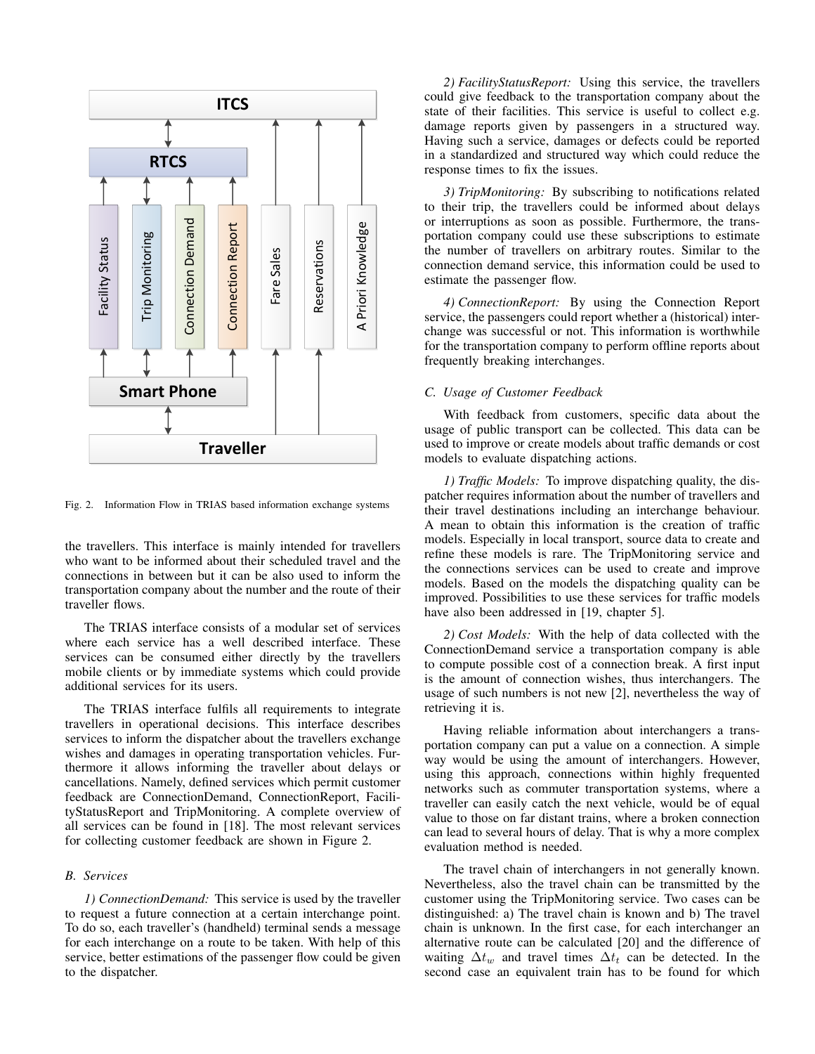ITCS

RTCS

Facility Status

Trip Monitoring

Connection Demand

Connection Report

Fare Sales

Reservations

A Priori Knowledge

Smart Phone

Traveller

Fig. 2. Information Flow in TRIAS based information exchange systems

the travellers. This interface is mainly intended for travellers who want to be informed about their scheduled travel and the connections in between but it can be also used to inform the transportation company about the number and the route of their traveller flows.

The TRIAS interface consists of a modular set of services where each service has a well described interface. These services can be consumed either directly by the travellers mobile clients or by immediate systems which could provide additional services for its users.

The TRIAS interface fulfils all requirements to integrate travellers in operational decisions. This interface describes services to inform the dispatcher about the travellers exchange wishes and damages in operating transportation vehicles. Furthermore it allows informing the traveller about delays or cancellations. Namely, defined services which permit customer feedback are ConnectionDemand, ConnectionReport, FacilityStatusReport and TripMonitoring. A complete overview of all services can be found in [18]. The most relevant services for collecting customer feedback are shown in Figure 2.

### B. Services

*1) ConnectionDemand:* This service is used by the traveller to request a future connection at a certain interchange point. To do so, each traveller's (handheld) terminal sends a message for each interchange on a route to be taken. With help of this service, better estimations of the passenger flow could be given to the dispatcher.

*2) FacilityStatusReport:* Using this service, the travellers could give feedback to the transportation company about the state of their facilities. This service is useful to collect e.g. damage reports given by passengers in a structured way. Having such a service, damages or defects could be reported in a standardized and structured way which could reduce the response times to fix the issues.

*3) TripMonitoring:* By subscribing to notifications related to their trip, the travellers could be informed about delays or interruptions as soon as possible. Furthermore, the transportation company could use these subscriptions to estimate the number of travellers on arbitrary routes. Similar to the connection demand service, this information could be used to estimate the passenger flow.

*4) ConnectionReport:* By using the Connection Report service, the passengers could report whether a (historical) interchange was successful or not. This information is worthwhile for the transportation company to perform offline reports about frequently breaking interchanges.

### C. Usage of Customer Feedback

With feedback from customers, specific data about the usage of public transport can be collected. This data can be used to improve or create models about traffic demands or cost models to evaluate dispatching actions.

*1) Traffic Models:* To improve dispatching quality, the dispatcher requires information about the number of travellers and their travel destinations including an interchange behaviour. A mean to obtain this information is the creation of traffic models. Especially in local transport, source data to create and refine these models is rare. The TripMonitoring service and the connections services can be used to create and improve models. Based on the models the dispatching quality can be improved. Possibilities to use these services for traffic models have also been addressed in [19, chapter 5].

*2) Cost Models:* With the help of data collected with the ConnectionDemand service a transportation company is able to compute possible cost of a connection break. A first input is the amount of connection wishes, thus interchangers. The usage of such numbers is not new [2], nevertheless the way of retrieving it is.

Having reliable information about interchangers a transportation company can put a value on a connection. A simple way would be using the amount of interchangers. However, using this approach, connections within highly frequented networks such as commuter transportation systems, where a traveller can easily catch the next vehicle, would be of equal value to those on far distant trains, where a broken connection can lead to several hours of delay. That is why a more complex evaluation method is needed.

The travel chain of interchangers in not generally known. Nevertheless, also the travel chain can be transmitted by the customer using the TripMonitoring service. Two cases can be distinguished: a) The travel chain is known and b) The travel chain is unknown. In the first case, for each interchanger an alternative route can be calculated [20] and the difference of waiting $\Delta t_w$ and travel times $\Delta t_t$ can be detected. In the second case an equivalent train has to be found for which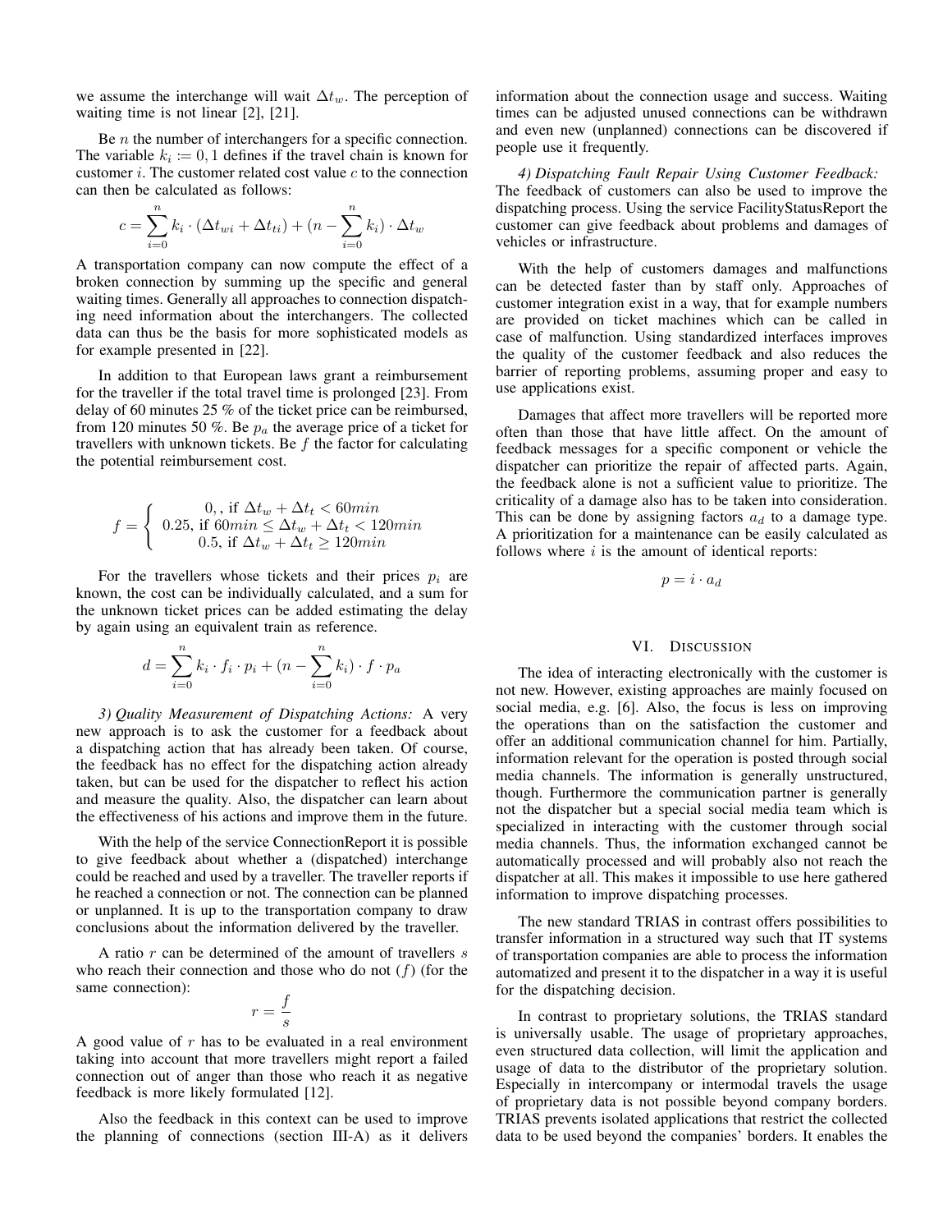we assume the interchange will wait $\Delta t_w$. The perception of waiting time is not linear [2], [21].

Be $n$ the number of interchangers for a specific connection. The variable $k_i := 0, 1$ defines if the travel chain is known for customer $i$. The customer related cost value $c$ to the connection can then be calculated as follows:

$$c = \sum_{i=0}^{n} k_i \cdot (\Delta t_{wi} + \Delta t_{ti}) + (n - \sum_{i=0}^{n} k_i) \cdot \Delta t_w$$

A transportation company can now compute the effect of a broken connection by summing up the specific and general waiting times. Generally all approaches to connection dispatching need information about the interchangers. The collected data can thus be the basis for more sophisticated models as for example presented in [22].

In addition to that European laws grant a reimbursement for the traveller if the total travel time is prolonged [23]. From delay of 60 minutes 25 % of the ticket price can be reimbursed, from 120 minutes 50 %. Be $p_a$ the average price of a ticket for travellers with unknown tickets. Be $f$ the factor for calculating the potential reimbursement cost.

$$f = \begin{cases} 0, \text{, if } \Delta t_w + \Delta t_t < 60min \\ 0.25, \text{ if } 60min \leq \Delta t_w + \Delta t_t < 120min \\ 0.5, \text{ if } \Delta t_w + \Delta t_t \geq 120min \end{cases}$$

For the travellers whose tickets and their prices $p_i$ are known, the cost can be individually calculated, and a sum for the unknown ticket prices can be added estimating the delay by again using an equivalent train as reference.

$$d = \sum_{i=0}^{n} k_i \cdot f_i \cdot p_i + (n - \sum_{i=0}^{n} k_i) \cdot f \cdot p_a$$

*3) Quality Measurement of Dispatching Actions:* A very new approach is to ask the customer for a feedback about a dispatching action that has already been taken. Of course, the feedback has no effect for the dispatching action already taken, but can be used for the dispatcher to reflect his action and measure the quality. Also, the dispatcher can learn about the effectiveness of his actions and improve them in the future.

With the help of the service ConnectionReport it is possible to give feedback about whether a (dispatched) interchange could be reached and used by a traveller. The traveller reports if he reached a connection or not. The connection can be planned or unplanned. It is up to the transportation company to draw conclusions about the information delivered by the traveller.

A ratio $r$ can be determined of the amount of travellers $s$ who reach their connection and those who do not ($f$) (for the same connection):

$$r = \frac{f}{s}$$

A good value of $r$ has to be evaluated in a real environment taking into account that more travellers might report a failed connection out of anger than those who reach it as negative feedback is more likely formulated [12].

Also the feedback in this context can be used to improve the planning of connections (section III-A) as it delivers information about the connection usage and success. Waiting times can be adjusted unused connections can be withdrawn and even new (unplanned) connections can be discovered if people use it frequently.

*4) Dispatching Fault Repair Using Customer Feedback:* The feedback of customers can also be used to improve the dispatching process. Using the service FacilityStatusReport the customer can give feedback about problems and damages of vehicles or infrastructure.

With the help of customers damages and malfunctions can be detected faster than by staff only. Approaches of customer integration exist in a way, that for example numbers are provided on ticket machines which can be called in case of malfunction. Using standardized interfaces improves the quality of the customer feedback and also reduces the barrier of reporting problems, assuming proper and easy to use applications exist.

Damages that affect more travellers will be reported more often than those that have little affect. On the amount of feedback messages for a specific component or vehicle the dispatcher can prioritize the repair of affected parts. Again, the feedback alone is not a sufficient value to prioritize. The criticality of a damage also has to be taken into consideration. This can be done by assigning factors $a_d$ to a damage type. A prioritization for a maintenance can be easily calculated as follows where $i$ is the amount of identical reports:

$$p = i \cdot a_d$$

## VI. Discussion

The idea of interacting electronically with the customer is not new. However, existing approaches are mainly focused on social media, e.g. [6]. Also, the focus is less on improving the operations than on the satisfaction the customer and offer an additional communication channel for him. Partially, information relevant for the operation is posted through social media channels. The information is generally unstructured, though. Furthermore the communication partner is generally not the dispatcher but a special social media team which is specialized in interacting with the customer through social media channels. Thus, the information exchanged cannot be automatically processed and will probably also not reach the dispatcher at all. This makes it impossible to use here gathered information to improve dispatching processes.

The new standard TRIAS in contrast offers possibilities to transfer information in a structured way such that IT systems of transportation companies are able to process the information automatized and present it to the dispatcher in a way it is useful for the dispatching decision.

In contrast to proprietary solutions, the TRIAS standard is universally usable. The usage of proprietary approaches, even structured data collection, will limit the application and usage of data to the distributor of the proprietary solution. Especially in intercompany or intermodal travels the usage of proprietary data is not possible beyond company borders. TRIAS prevents isolated applications that restrict the collected data to be used beyond the companies' borders. It enables the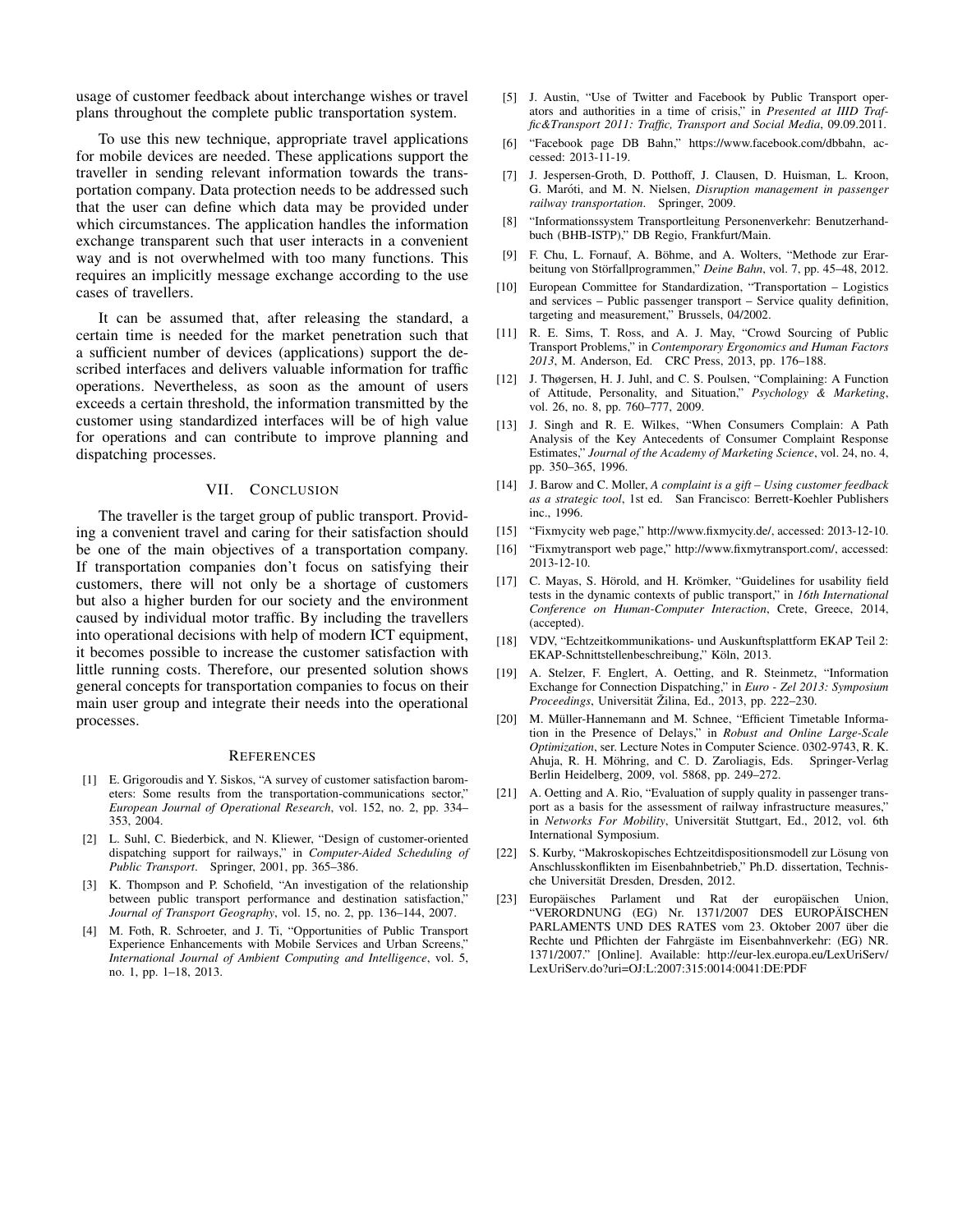usage of customer feedback about interchange wishes or travel plans throughout the complete public transportation system.

To use this new technique, appropriate travel applications for mobile devices are needed. These applications support the traveller in sending relevant information towards the transportation company. Data protection needs to be addressed such that the user can define which data may be provided under which circumstances. The application handles the information exchange transparent such that user interacts in a convenient way and is not overwhelmed with too many functions. This requires an implicitly message exchange according to the use cases of travellers.

It can be assumed that, after releasing the standard, a certain time is needed for the market penetration such that a sufficient number of devices (applications) support the described interfaces and delivers valuable information for traffic operations. Nevertheless, as soon as the amount of users exceeds a certain threshold, the information transmitted by the customer using standardized interfaces will be of high value for operations and can contribute to improve planning and dispatching processes.

## VII. Conclusion

The traveller is the target group of public transport. Providing a convenient travel and caring for their satisfaction should be one of the main objectives of a transportation company. If transportation companies don't focus on satisfying their customers, there will not only be a shortage of customers but also a higher burden for our society and the environment caused by individual motor traffic. By including the travellers into operational decisions with help of modern ICT equipment, it becomes possible to increase the customer satisfaction with little running costs. Therefore, our presented solution shows general concepts for transportation companies to focus on their main user group and integrate their needs into the operational processes.

## References

[1] E. Grigoroudis and Y. Siskos, "A survey of customer satisfaction barometers: Some results from the transportation-communications sector," *European Journal of Operational Research*, vol. 152, no. 2, pp. 334–353, 2004.

[2] L. Suhl, C. Biederbick, and N. Kliewer, "Design of customer-oriented dispatching support for railways," in *Computer-Aided Scheduling of Public Transport*. Springer, 2001, pp. 365–386.

[3] K. Thompson and P. Schofield, "An investigation of the relationship between public transport performance and destination satisfaction," *Journal of Transport Geography*, vol. 15, no. 2, pp. 136–144, 2007.

[4] M. Foth, R. Schroeter, and J. Ti, "Opportunities of Public Transport Experience Enhancements with Mobile Services and Urban Screens," *International Journal of Ambient Computing and Intelligence*, vol. 5, no. 1, pp. 1–18, 2013.

[5] J. Austin, "Use of Twitter and Facebook by Public Transport operators and authorities in a time of crisis," in *Presented at IIID Traffic&Transport 2011: Traffic, Transport and Social Media*, 09.09.2011.

[6] "Facebook page DB Bahn," https://www.facebook.com/dbbahn, accessed: 2013-11-19.

[7] J. Jespersen-Groth, D. Potthoff, J. Clausen, D. Huisman, L. Kroon, G. Maróti, and M. N. Nielsen, *Disruption management in passenger railway transportation*. Springer, 2009.

[8] "Informationssystem Transportleitung Personenverkehr: Benutzerhandbuch (BHB-ISTP)," DB Regio, Frankfurt/Main.

[9] F. Chu, L. Fornauf, A. Böhme, and A. Wolters, "Methode zur Erarbeitung von Störfallprogrammen," *Deine Bahn*, vol. 7, pp. 45–48, 2012.

[10] European Committee for Standardization, "Transportation – Logistics and services – Public passenger transport – Service quality definition, targeting and measurement," Brussels, 04/2002.

[11] R. E. Sims, T. Ross, and A. J. May, "Crowd Sourcing of Public Transport Problems," in *Contemporary Ergonomics and Human Factors 2013*, M. Anderson, Ed. CRC Press, 2013, pp. 176–188.

[12] J. Thøgersen, H. J. Juhl, and C. S. Poulsen, "Complaining: A Function of Attitude, Personality, and Situation," *Psychology & Marketing*, vol. 26, no. 8, pp. 760–777, 2009.

[13] J. Singh and R. E. Wilkes, "When Consumers Complain: A Path Analysis of the Key Antecedents of Consumer Complaint Response Estimates," *Journal of the Academy of Marketing Science*, vol. 24, no. 4, pp. 350–365, 1996.

[14] J. Barow and C. Moller, *A complaint is a gift – Using customer feedback as a strategic tool*, 1st ed. San Francisco: Berrett-Koehler Publishers inc., 1996.

[15] "Fixmycity web page," http://www.fixmycity.de/, accessed: 2013-12-10.

[16] "Fixmytransport web page," http://www.fixmytransport.com/, accessed: 2013-12-10.

[17] C. Mayas, S. Hörold, and H. Krömker, "Guidelines for usability field tests in the dynamic contexts of public transport," in *16th International Conference on Human-Computer Interaction*, Crete, Greece, 2014, (accepted).

[18] VDV, "Echtzeitkommunikations- und Auskunftsplattform EKAP Teil 2: EKAP-Schnittstellenbeschreibung," Köln, 2013.

[19] A. Stelzer, F. Englert, A. Oetting, and R. Steinmetz, "Information Exchange for Connection Dispatching," in *Euro - Zel 2013: Symposium Proceedings*, Universität Žilina, Ed., 2013, pp. 222–230.

[20] M. Müller-Hannemann and M. Schnee, "Efficient Timetable Information in the Presence of Delays," in *Robust and Online Large-Scale Optimization*, ser. Lecture Notes in Computer Science. 0302-9743, R. K. Ahuja, R. H. Möhring, and C. D. Zaroliagis, Eds. Springer-Verlag Berlin Heidelberg, 2009, vol. 5868, pp. 249–272.

[21] A. Oetting and A. Rio, "Evaluation of supply quality in passenger transport as a basis for the assessment of railway infrastructure measures," in *Networks For Mobility*, Universität Stuttgart, Ed., 2012, vol. 6th International Symposium.

[22] S. Kurby, "Makroskopisches Echtzeitdispositionsmodell zur Lösung von Anschlusskonflikten im Eisenbahnbetrieb," Ph.D. dissertation, Technische Universität Dresden, Dresden, 2012.

[23] Europäisches Parlament und Rat der europäischen Union, "VERORDNUNG (EG) Nr. 1371/2007 DES EUROPÄISCHEN PARLAMENTS UND DES RATES vom 23. Oktober 2007 über die Rechte und Pflichten der Fahrgäste im Eisenbahnverkehr: (EG) NR. 1371/2007." [Online]. Available: http://eur-lex.europa.eu/LexUriServ/LexUriServ.do?uri=OJ:L:2007:315:0014:0041:DE:PDF